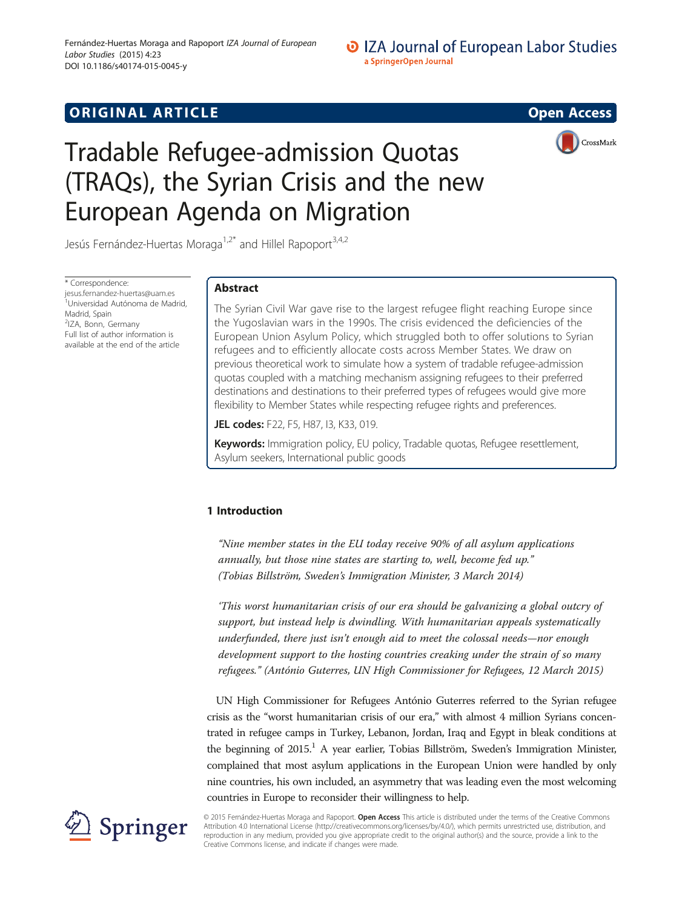ORIGINAL ARTICLE

Open Access

# Tradable Refugee-admission Quotas (TRAQs), the Syrian Crisis and the new European Agenda on Migration

Jesús Fernández-Huertas Moraga[1,2*] and Hillel Rapoport[3,4,2]

\* Correspondence: jesus.fernandez-huertas@uam.es
[1]Universidad Autónoma de Madrid, Madrid, Spain
[2]IZA, Bonn, Germany
Full list of author information is available at the end of the article

## Abstract

The Syrian Civil War gave rise to the largest refugee flight reaching Europe since the Yugoslavian wars in the 1990s. The crisis evidenced the deficiencies of the European Union Asylum Policy, which struggled both to offer solutions to Syrian refugees and to efficiently allocate costs across Member States. We draw on previous theoretical work to simulate how a system of tradable refugee-admission quotas coupled with a matching mechanism assigning refugees to their preferred destinations and destinations to their preferred types of refugees would give more flexibility to Member States while respecting refugee rights and preferences.

**JEL codes:** F22, F5, H87, I3, K33, 019.

**Keywords:** Immigration policy, EU policy, Tradable quotas, Refugee resettlement, Asylum seekers, International public goods

## 1 Introduction

*"Nine member states in the EU today receive 90% of all asylum applications annually, but those nine states are starting to, well, become fed up." (Tobias Billström, Sweden's Immigration Minister, 3 March 2014)*

*'This worst humanitarian crisis of our era should be galvanizing a global outcry of support, but instead help is dwindling. With humanitarian appeals systematically underfunded, there just isn't enough aid to meet the colossal needs—nor enough development support to the hosting countries creaking under the strain of so many refugees." (António Guterres, UN High Commissioner for Refugees, 12 March 2015)*

UN High Commissioner for Refugees António Guterres referred to the Syrian refugee crisis as the "worst humanitarian crisis of our era," with almost 4 million Syrians concentrated in refugee camps in Turkey, Lebanon, Jordan, Iraq and Egypt in bleak conditions at the beginning of 2015.[1] A year earlier, Tobias Billström, Sweden's Immigration Minister, complained that most asylum applications in the European Union were handled by only nine countries, his own included, an asymmetry that was leading even the most welcoming countries in Europe to reconsider their willingness to help.

© 2015 Fernández-Huertas Moraga and Rapoport. **Open Access** This article is distributed under the terms of the Creative Commons Attribution 4.0 International License (http://creativecommons.org/licenses/by/4.0/), which permits unrestricted use, distribution, and reproduction in any medium, provided you give appropriate credit to the original author(s) and the source, provide a link to the Creative Commons license, and indicate if changes were made.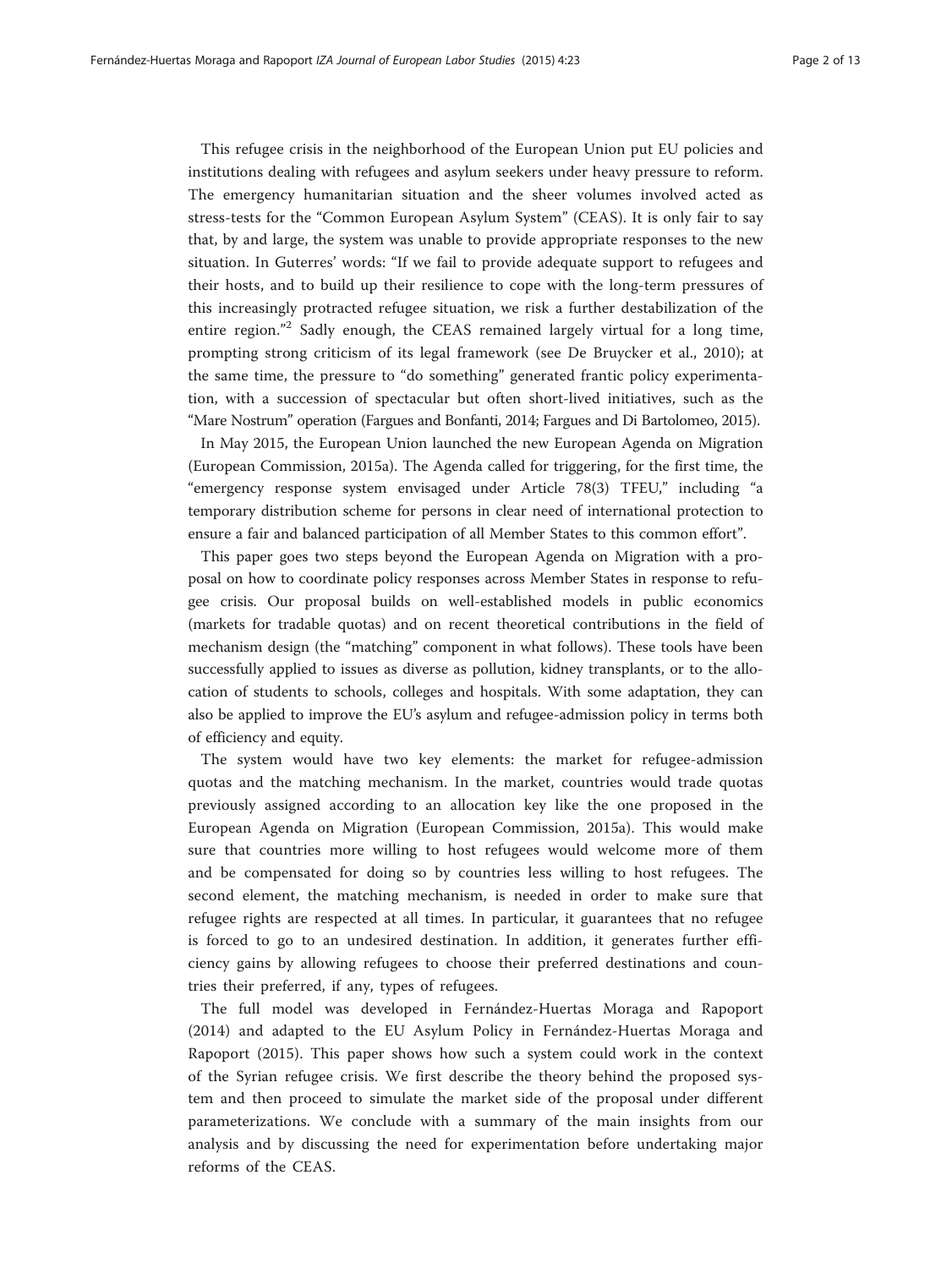This refugee crisis in the neighborhood of the European Union put EU policies and institutions dealing with refugees and asylum seekers under heavy pressure to reform. The emergency humanitarian situation and the sheer volumes involved acted as stress-tests for the "Common European Asylum System" (CEAS). It is only fair to say that, by and large, the system was unable to provide appropriate responses to the new situation. In Guterres' words: "If we fail to provide adequate support to refugees and their hosts, and to build up their resilience to cope with the long-term pressures of this increasingly protracted refugee situation, we risk a further destabilization of the entire region."[2] Sadly enough, the CEAS remained largely virtual for a long time, prompting strong criticism of its legal framework (see De Bruycker et al., 2010); at the same time, the pressure to "do something" generated frantic policy experimentation, with a succession of spectacular but often short-lived initiatives, such as the "Mare Nostrum" operation (Fargues and Bonfanti, 2014; Fargues and Di Bartolomeo, 2015).

In May 2015, the European Union launched the new European Agenda on Migration (European Commission, 2015a). The Agenda called for triggering, for the first time, the "emergency response system envisaged under Article 78(3) TFEU," including "a temporary distribution scheme for persons in clear need of international protection to ensure a fair and balanced participation of all Member States to this common effort".

This paper goes two steps beyond the European Agenda on Migration with a proposal on how to coordinate policy responses across Member States in response to refugee crisis. Our proposal builds on well-established models in public economics (markets for tradable quotas) and on recent theoretical contributions in the field of mechanism design (the "matching" component in what follows). These tools have been successfully applied to issues as diverse as pollution, kidney transplants, or to the allocation of students to schools, colleges and hospitals. With some adaptation, they can also be applied to improve the EU's asylum and refugee-admission policy in terms both of efficiency and equity.

The system would have two key elements: the market for refugee-admission quotas and the matching mechanism. In the market, countries would trade quotas previously assigned according to an allocation key like the one proposed in the European Agenda on Migration (European Commission, 2015a). This would make sure that countries more willing to host refugees would welcome more of them and be compensated for doing so by countries less willing to host refugees. The second element, the matching mechanism, is needed in order to make sure that refugee rights are respected at all times. In particular, it guarantees that no refugee is forced to go to an undesired destination. In addition, it generates further efficiency gains by allowing refugees to choose their preferred destinations and countries their preferred, if any, types of refugees.

The full model was developed in Fernández-Huertas Moraga and Rapoport (2014) and adapted to the EU Asylum Policy in Fernández-Huertas Moraga and Rapoport (2015). This paper shows how such a system could work in the context of the Syrian refugee crisis. We first describe the theory behind the proposed system and then proceed to simulate the market side of the proposal under different parameterizations. We conclude with a summary of the main insights from our analysis and by discussing the need for experimentation before undertaking major reforms of the CEAS.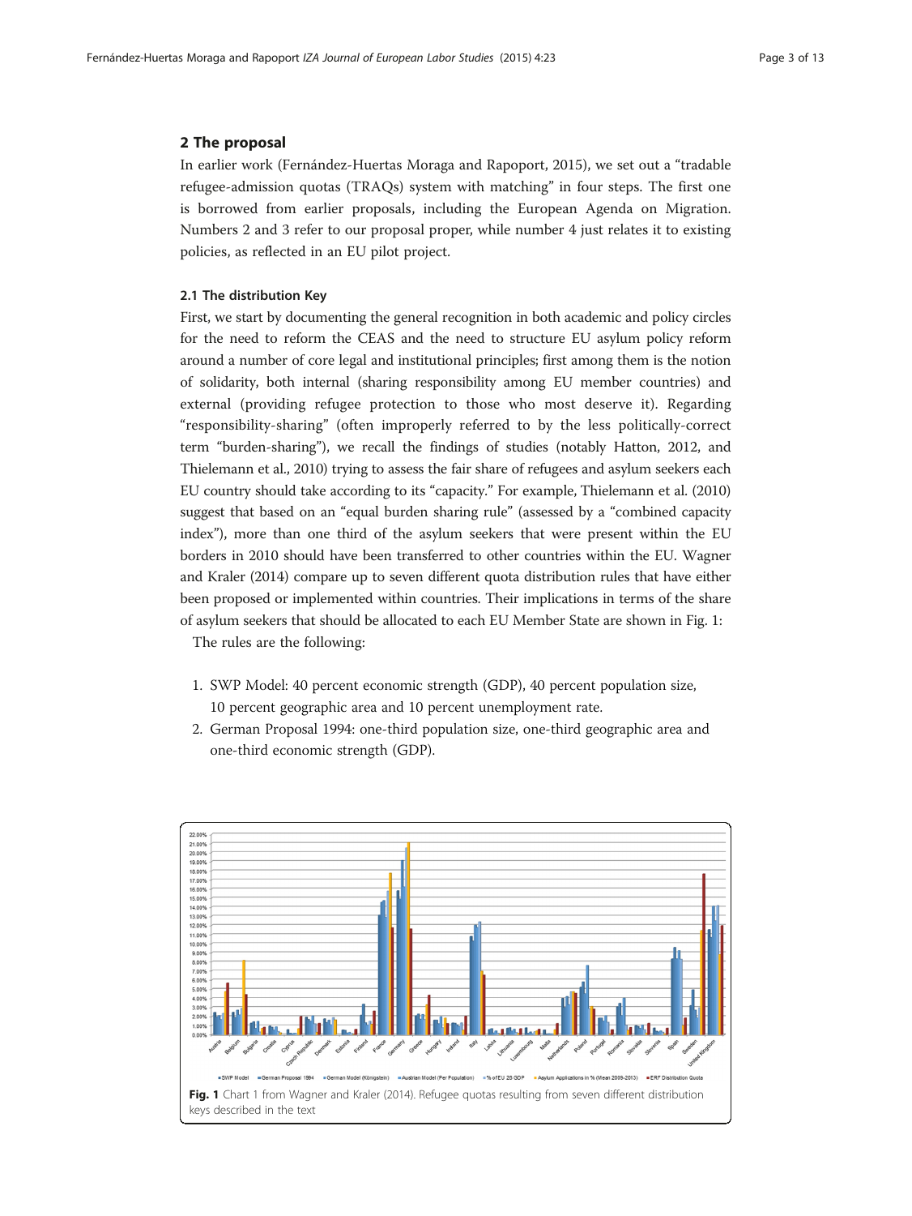## 2 The proposal

In earlier work (Fernández-Huertas Moraga and Rapoport, 2015), we set out a "tradable refugee-admission quotas (TRAQs) system with matching" in four steps. The first one is borrowed from earlier proposals, including the European Agenda on Migration. Numbers 2 and 3 refer to our proposal proper, while number 4 just relates it to existing policies, as reflected in an EU pilot project.

### 2.1 The distribution Key

First, we start by documenting the general recognition in both academic and policy circles for the need to reform the CEAS and the need to structure EU asylum policy reform around a number of core legal and institutional principles; first among them is the notion of solidarity, both internal (sharing responsibility among EU member countries) and external (providing refugee protection to those who most deserve it). Regarding "responsibility-sharing" (often improperly referred to by the less politically-correct term "burden-sharing"), we recall the findings of studies (notably Hatton, 2012, and Thielemann et al., 2010) trying to assess the fair share of refugees and asylum seekers each EU country should take according to its "capacity." For example, Thielemann et al. (2010) suggest that based on an "equal burden sharing rule" (assessed by a "combined capacity index"), more than one third of the asylum seekers that were present within the EU borders in 2010 should have been transferred to other countries within the EU. Wagner and Kraler (2014) compare up to seven different quota distribution rules that have either been proposed or implemented within countries. Their implications in terms of the share of asylum seekers that should be allocated to each EU Member State are shown in Fig. 1:

The rules are the following:

1. SWP Model: 40 percent economic strength (GDP), 40 percent population size, 10 percent geographic area and 10 percent unemployment rate.
2. German Proposal 1994: one-third population size, one-third geographic area and one-third economic strength (GDP).

**Fig. 1** Chart 1 from Wagner and Kraler (2014). Refugee quotas resulting from seven different distribution keys described in the text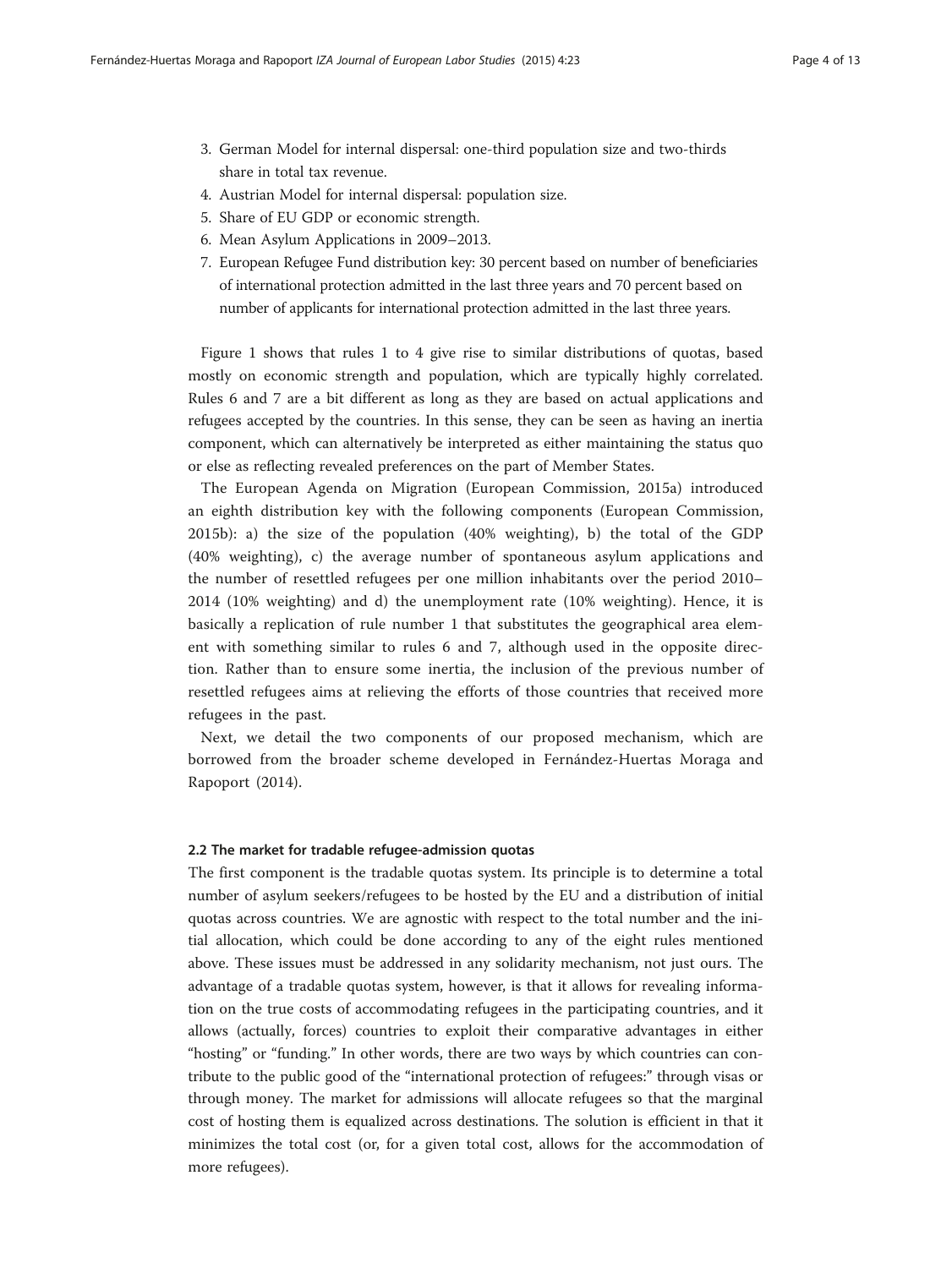3. German Model for internal dispersal: one-third population size and two-thirds share in total tax revenue.
4. Austrian Model for internal dispersal: population size.
5. Share of EU GDP or economic strength.
6. Mean Asylum Applications in 2009–2013.
7. European Refugee Fund distribution key: 30 percent based on number of beneficiaries of international protection admitted in the last three years and 70 percent based on number of applicants for international protection admitted in the last three years.

Figure 1 shows that rules 1 to 4 give rise to similar distributions of quotas, based mostly on economic strength and population, which are typically highly correlated. Rules 6 and 7 are a bit different as long as they are based on actual applications and refugees accepted by the countries. In this sense, they can be seen as having an inertia component, which can alternatively be interpreted as either maintaining the status quo or else as reflecting revealed preferences on the part of Member States.

The European Agenda on Migration (European Commission, 2015a) introduced an eighth distribution key with the following components (European Commission, 2015b): a) the size of the population (40% weighting), b) the total of the GDP (40% weighting), c) the average number of spontaneous asylum applications and the number of resettled refugees per one million inhabitants over the period 2010–2014 (10% weighting) and d) the unemployment rate (10% weighting). Hence, it is basically a replication of rule number 1 that substitutes the geographical area element with something similar to rules 6 and 7, although used in the opposite direction. Rather than to ensure some inertia, the inclusion of the previous number of resettled refugees aims at relieving the efforts of those countries that received more refugees in the past.

Next, we detail the two components of our proposed mechanism, which are borrowed from the broader scheme developed in Fernández-Huertas Moraga and Rapoport (2014).

### 2.2 The market for tradable refugee-admission quotas

The first component is the tradable quotas system. Its principle is to determine a total number of asylum seekers/refugees to be hosted by the EU and a distribution of initial quotas across countries. We are agnostic with respect to the total number and the initial allocation, which could be done according to any of the eight rules mentioned above. These issues must be addressed in any solidarity mechanism, not just ours. The advantage of a tradable quotas system, however, is that it allows for revealing information on the true costs of accommodating refugees in the participating countries, and it allows (actually, forces) countries to exploit their comparative advantages in either "hosting" or "funding." In other words, there are two ways by which countries can contribute to the public good of the "international protection of refugees:" through visas or through money. The market for admissions will allocate refugees so that the marginal cost of hosting them is equalized across destinations. The solution is efficient in that it minimizes the total cost (or, for a given total cost, allows for the accommodation of more refugees).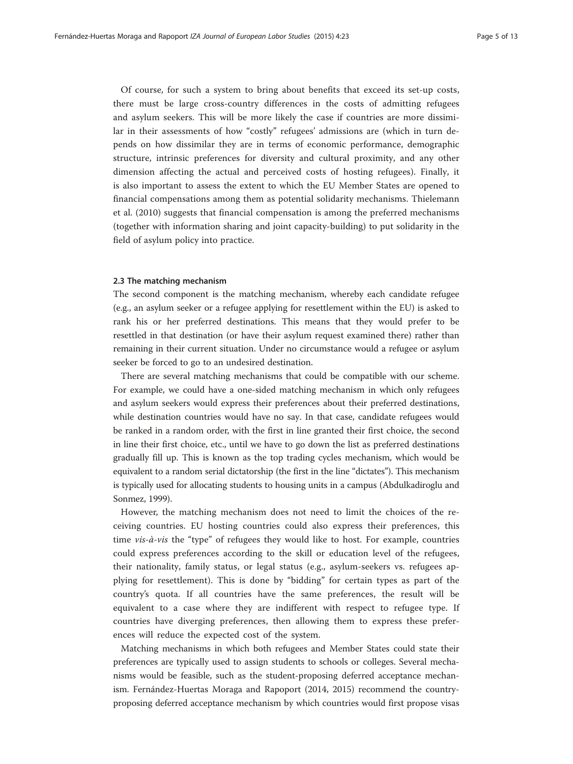Of course, for such a system to bring about benefits that exceed its set-up costs, there must be large cross-country differences in the costs of admitting refugees and asylum seekers. This will be more likely the case if countries are more dissimilar in their assessments of how "costly" refugees' admissions are (which in turn depends on how dissimilar they are in terms of economic performance, demographic structure, intrinsic preferences for diversity and cultural proximity, and any other dimension affecting the actual and perceived costs of hosting refugees). Finally, it is also important to assess the extent to which the EU Member States are opened to financial compensations among them as potential solidarity mechanisms. Thielemann et al. (2010) suggests that financial compensation is among the preferred mechanisms (together with information sharing and joint capacity-building) to put solidarity in the field of asylum policy into practice.

#### 2.3 The matching mechanism

The second component is the matching mechanism, whereby each candidate refugee (e.g., an asylum seeker or a refugee applying for resettlement within the EU) is asked to rank his or her preferred destinations. This means that they would prefer to be resettled in that destination (or have their asylum request examined there) rather than remaining in their current situation. Under no circumstance would a refugee or asylum seeker be forced to go to an undesired destination.

There are several matching mechanisms that could be compatible with our scheme. For example, we could have a one-sided matching mechanism in which only refugees and asylum seekers would express their preferences about their preferred destinations, while destination countries would have no say. In that case, candidate refugees would be ranked in a random order, with the first in line granted their first choice, the second in line their first choice, etc., until we have to go down the list as preferred destinations gradually fill up. This is known as the top trading cycles mechanism, which would be equivalent to a random serial dictatorship (the first in the line "dictates"). This mechanism is typically used for allocating students to housing units in a campus (Abdulkadiroglu and Sonmez, 1999).

However, the matching mechanism does not need to limit the choices of the receiving countries. EU hosting countries could also express their preferences, this time *vis-à-vis* the "type" of refugees they would like to host. For example, countries could express preferences according to the skill or education level of the refugees, their nationality, family status, or legal status (e.g., asylum-seekers vs. refugees applying for resettlement). This is done by "bidding" for certain types as part of the country's quota. If all countries have the same preferences, the result will be equivalent to a case where they are indifferent with respect to refugee type. If countries have diverging preferences, then allowing them to express these preferences will reduce the expected cost of the system.

Matching mechanisms in which both refugees and Member States could state their preferences are typically used to assign students to schools or colleges. Several mechanisms would be feasible, such as the student-proposing deferred acceptance mechanism. Fernández-Huertas Moraga and Rapoport (2014, 2015) recommend the country-proposing deferred acceptance mechanism by which countries would first propose visas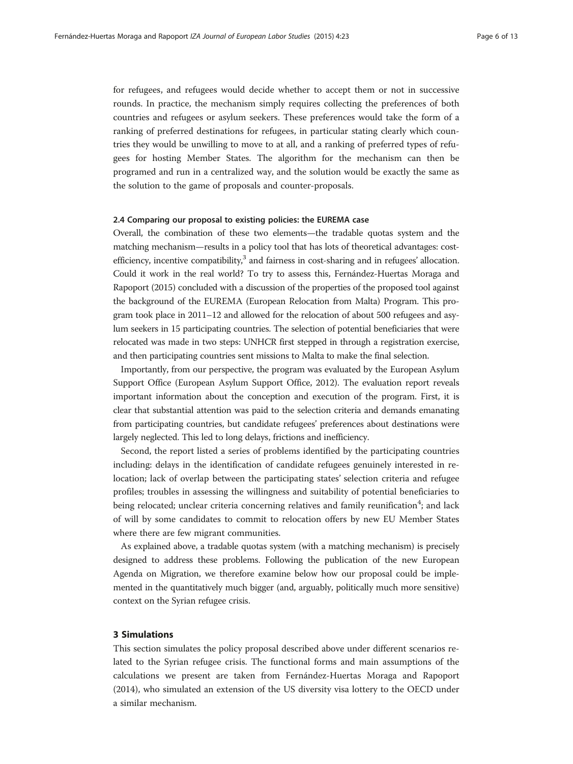for refugees, and refugees would decide whether to accept them or not in successive rounds. In practice, the mechanism simply requires collecting the preferences of both countries and refugees or asylum seekers. These preferences would take the form of a ranking of preferred destinations for refugees, in particular stating clearly which countries they would be unwilling to move to at all, and a ranking of preferred types of refugees for hosting Member States. The algorithm for the mechanism can then be programed and run in a centralized way, and the solution would be exactly the same as the solution to the game of proposals and counter-proposals.

### 2.4 Comparing our proposal to existing policies: the EUREMA case

Overall, the combination of these two elements—the tradable quotas system and the matching mechanism—results in a policy tool that has lots of theoretical advantages: cost-efficiency, incentive compatibility,[3] and fairness in cost-sharing and in refugees' allocation. Could it work in the real world? To try to assess this, Fernández-Huertas Moraga and Rapoport (2015) concluded with a discussion of the properties of the proposed tool against the background of the EUREMA (European Relocation from Malta) Program. This program took place in 2011–12 and allowed for the relocation of about 500 refugees and asylum seekers in 15 participating countries. The selection of potential beneficiaries that were relocated was made in two steps: UNHCR first stepped in through a registration exercise, and then participating countries sent missions to Malta to make the final selection.

Importantly, from our perspective, the program was evaluated by the European Asylum Support Office (European Asylum Support Office, 2012). The evaluation report reveals important information about the conception and execution of the program. First, it is clear that substantial attention was paid to the selection criteria and demands emanating from participating countries, but candidate refugees' preferences about destinations were largely neglected. This led to long delays, frictions and inefficiency.

Second, the report listed a series of problems identified by the participating countries including: delays in the identification of candidate refugees genuinely interested in relocation; lack of overlap between the participating states' selection criteria and refugee profiles; troubles in assessing the willingness and suitability of potential beneficiaries to being relocated; unclear criteria concerning relatives and family reunification[4]; and lack of will by some candidates to commit to relocation offers by new EU Member States where there are few migrant communities.

As explained above, a tradable quotas system (with a matching mechanism) is precisely designed to address these problems. Following the publication of the new European Agenda on Migration, we therefore examine below how our proposal could be implemented in the quantitatively much bigger (and, arguably, politically much more sensitive) context on the Syrian refugee crisis.

## 3 Simulations

This section simulates the policy proposal described above under different scenarios related to the Syrian refugee crisis. The functional forms and main assumptions of the calculations we present are taken from Fernández-Huertas Moraga and Rapoport (2014), who simulated an extension of the US diversity visa lottery to the OECD under a similar mechanism.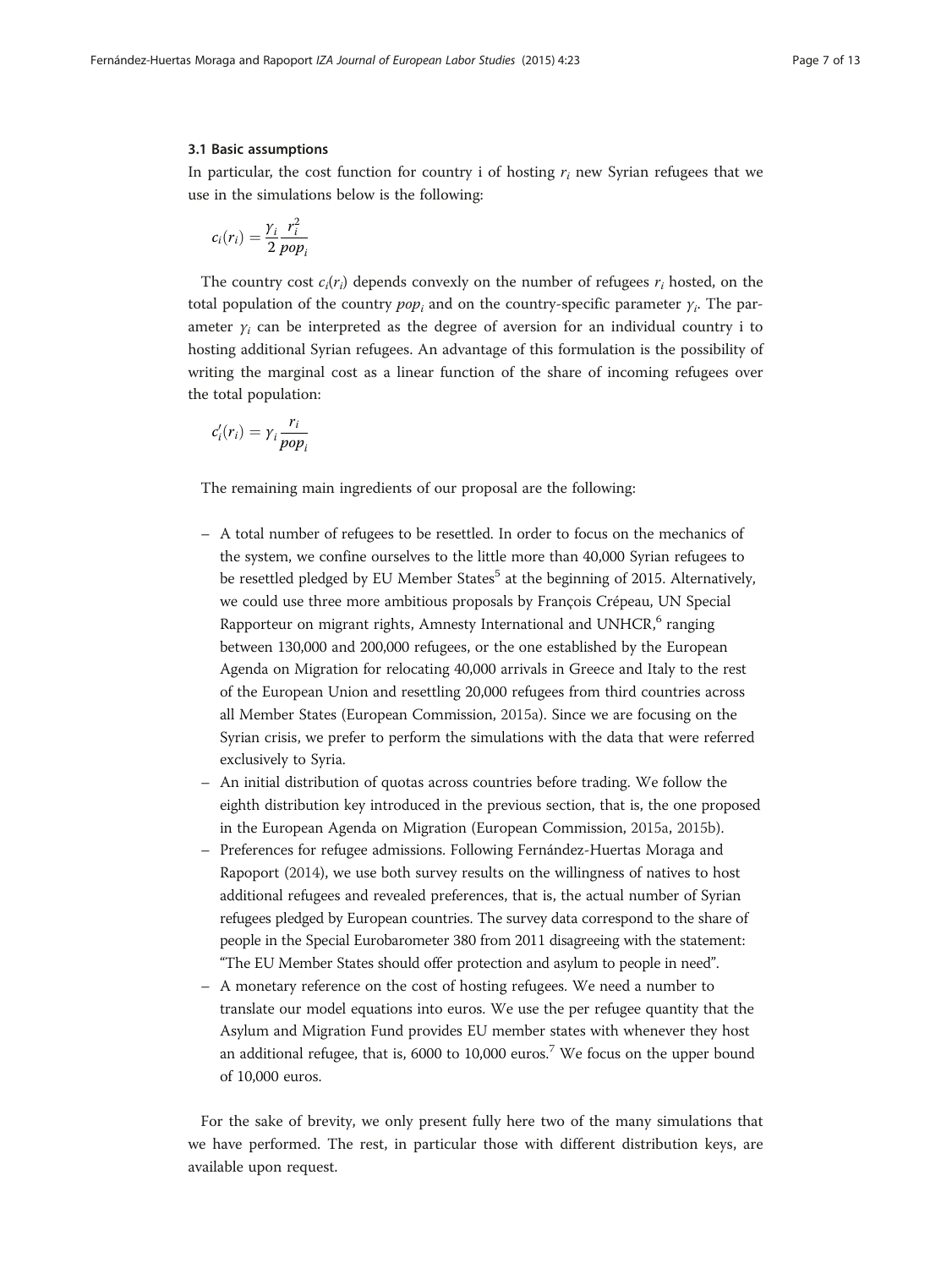### 3.1 Basic assumptions

In particular, the cost function for country i of hosting $r_i$ new Syrian refugees that we use in the simulations below is the following:

$$c_i(r_i) = \frac{\gamma_i}{2} \frac{r_i^2}{pop_i}$$

The country cost $c_i(r_i)$ depends convexly on the number of refugees $r_i$ hosted, on the total population of the country $pop_i$ and on the country-specific parameter $\gamma_i$. The parameter $\gamma_i$ can be interpreted as the degree of aversion for an individual country i to hosting additional Syrian refugees. An advantage of this formulation is the possibility of writing the marginal cost as a linear function of the share of incoming refugees over the total population:

$$c_i'(r_i) = \gamma_i \frac{r_i}{pop_i}$$

The remaining main ingredients of our proposal are the following:

- A total number of refugees to be resettled. In order to focus on the mechanics of the system, we confine ourselves to the little more than 40,000 Syrian refugees to be resettled pledged by EU Member States[5] at the beginning of 2015. Alternatively, we could use three more ambitious proposals by François Crépeau, UN Special Rapporteur on migrant rights, Amnesty International and UNHCR,[6] ranging between 130,000 and 200,000 refugees, or the one established by the European Agenda on Migration for relocating 40,000 arrivals in Greece and Italy to the rest of the European Union and resettling 20,000 refugees from third countries across all Member States (European Commission, 2015a). Since we are focusing on the Syrian crisis, we prefer to perform the simulations with the data that were referred exclusively to Syria.
- An initial distribution of quotas across countries before trading. We follow the eighth distribution key introduced in the previous section, that is, the one proposed in the European Agenda on Migration (European Commission, 2015a, 2015b).
- Preferences for refugee admissions. Following Fernández-Huertas Moraga and Rapoport (2014), we use both survey results on the willingness of natives to host additional refugees and revealed preferences, that is, the actual number of Syrian refugees pledged by European countries. The survey data correspond to the share of people in the Special Eurobarometer 380 from 2011 disagreeing with the statement: "The EU Member States should offer protection and asylum to people in need".
- A monetary reference on the cost of hosting refugees. We need a number to translate our model equations into euros. We use the per refugee quantity that the Asylum and Migration Fund provides EU member states with whenever they host an additional refugee, that is, 6000 to 10,000 euros.[7] We focus on the upper bound of 10,000 euros.

For the sake of brevity, we only present fully here two of the many simulations that we have performed. The rest, in particular those with different distribution keys, are available upon request.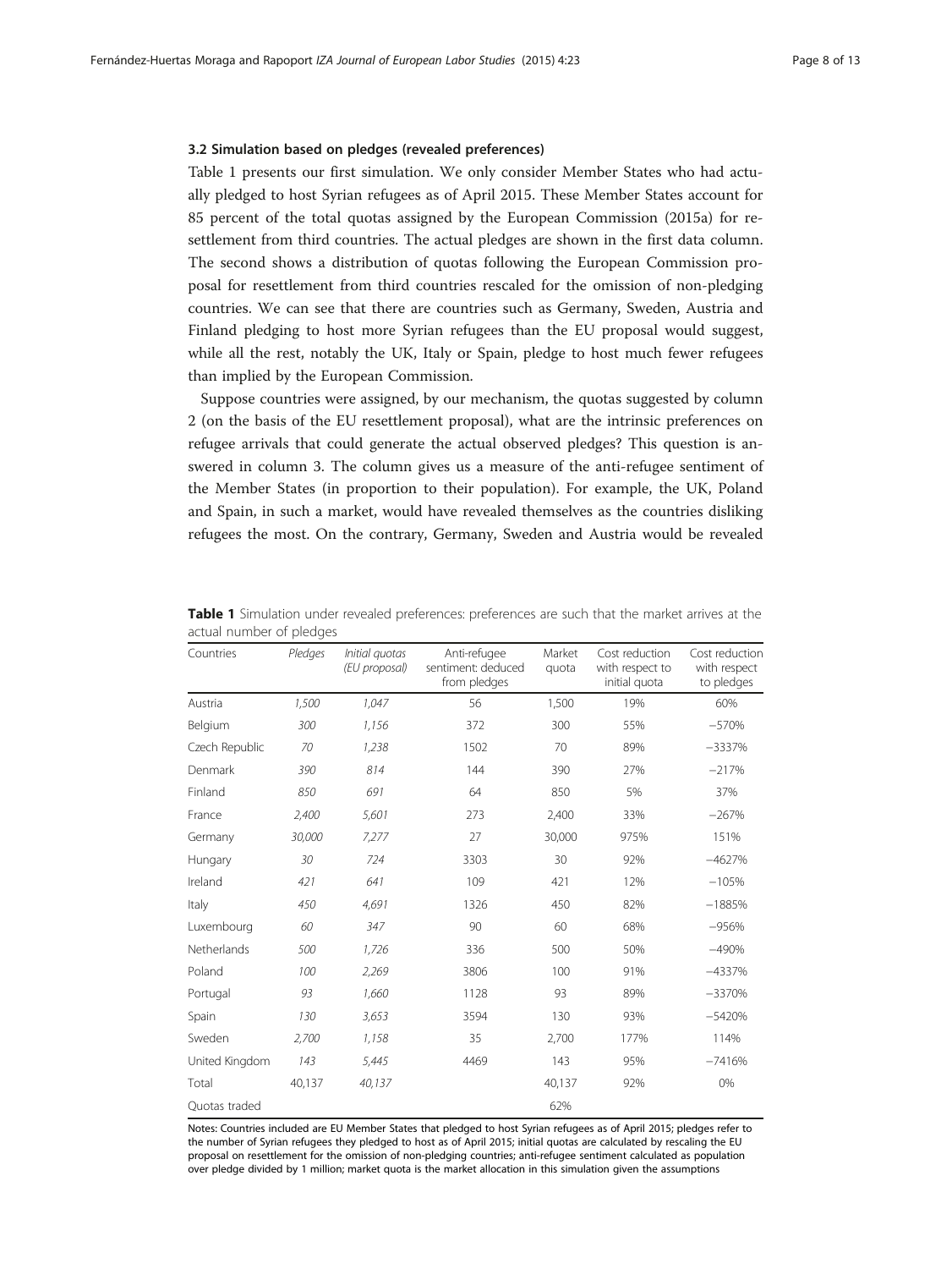### 3.2 Simulation based on pledges (revealed preferences)

Table 1 presents our first simulation. We only consider Member States who had actually pledged to host Syrian refugees as of April 2015. These Member States account for 85 percent of the total quotas assigned by the European Commission (2015a) for resettlement from third countries. The actual pledges are shown in the first data column. The second shows a distribution of quotas following the European Commission proposal for resettlement from third countries rescaled for the omission of non-pledging countries. We can see that there are countries such as Germany, Sweden, Austria and Finland pledging to host more Syrian refugees than the EU proposal would suggest, while all the rest, notably the UK, Italy or Spain, pledge to host much fewer refugees than implied by the European Commission.

Suppose countries were assigned, by our mechanism, the quotas suggested by column 2 (on the basis of the EU resettlement proposal), what are the intrinsic preferences on refugee arrivals that could generate the actual observed pledges? This question is answered in column 3. The column gives us a measure of the anti-refugee sentiment of the Member States (in proportion to their population). For example, the UK, Poland and Spain, in such a market, would have revealed themselves as the countries disliking refugees the most. On the contrary, Germany, Sweden and Austria would be revealed

**Table 1** Simulation under revealed preferences: preferences are such that the market arrives at the actual number of pledges

| Countries | *Pledges* | *Initial quotas (EU proposal)* | Anti-refugee sentiment: deduced from pledges | Market quota | Cost reduction with respect to initial quota | Cost reduction with respect to pledges |
|---|---|---|---|---|---|---|
| Austria | *1,500* | *1,047* | 56 | 1,500 | 19% | 60% |
| Belgium | *300* | *1,156* | 372 | 300 | 55% | −570% |
| Czech Republic | *70* | *1,238* | 1502 | 70 | 89% | −3337% |
| Denmark | *390* | *814* | 144 | 390 | 27% | −217% |
| Finland | *850* | *691* | 64 | 850 | 5% | 37% |
| France | *2,400* | *5,601* | 273 | 2,400 | 33% | −267% |
| Germany | *30,000* | *7,277* | 27 | 30,000 | 975% | 151% |
| Hungary | *30* | *724* | 3303 | 30 | 92% | −4627% |
| Ireland | *421* | *641* | 109 | 421 | 12% | −105% |
| Italy | *450* | *4,691* | 1326 | 450 | 82% | −1885% |
| Luxembourg | *60* | *347* | 90 | 60 | 68% | −956% |
| Netherlands | *500* | *1,726* | 336 | 500 | 50% | −490% |
| Poland | *100* | *2,269* | 3806 | 100 | 91% | −4337% |
| Portugal | *93* | *1,660* | 1128 | 93 | 89% | −3370% |
| Spain | *130* | *3,653* | 3594 | 130 | 93% | −5420% |
| Sweden | *2,700* | *1,158* | 35 | 2,700 | 177% | 114% |
| United Kingdom | *143* | *5,445* | 4469 | 143 | 95% | −7416% |
| Total | 40,137 | *40,137* | | 40,137 | 92% | 0% |
| Quotas traded | | | | 62% | | |

Notes: Countries included are EU Member States that pledged to host Syrian refugees as of April 2015; pledges refer to the number of Syrian refugees they pledged to host as of April 2015; initial quotas are calculated by rescaling the EU proposal on resettlement for the omission of non-pledging countries; anti-refugee sentiment calculated as population over pledge divided by 1 million; market quota is the market allocation in this simulation given the assumptions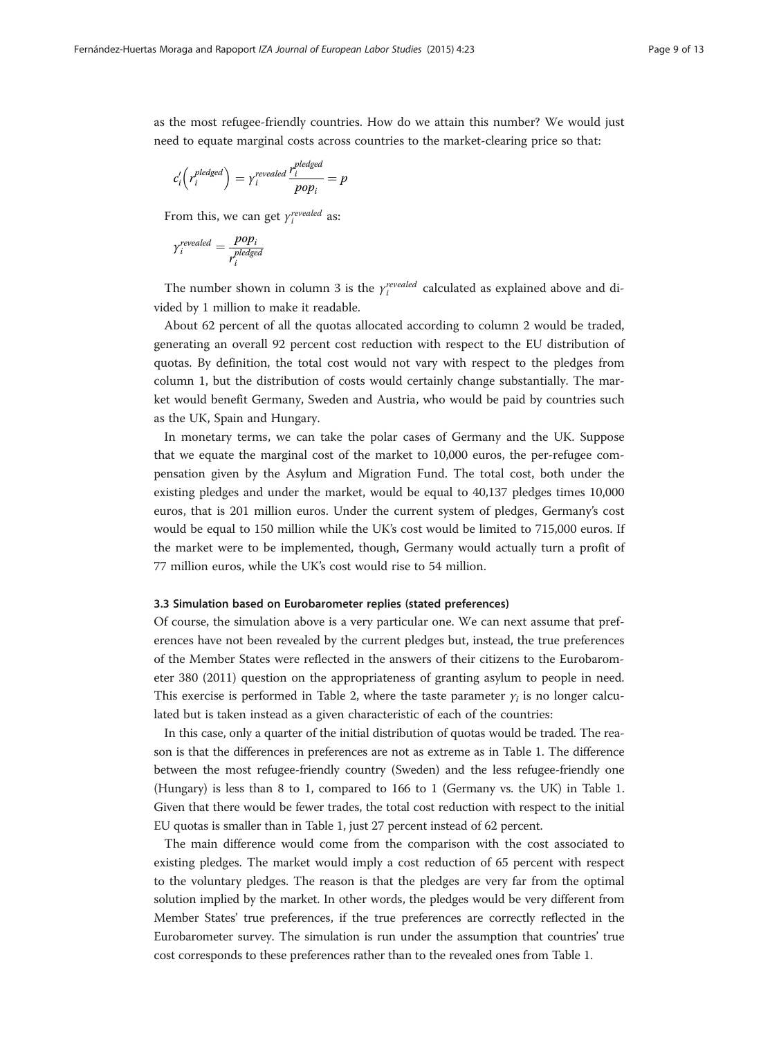as the most refugee-friendly countries. How do we attain this number? We would just need to equate marginal costs across countries to the market-clearing price so that:

$$c_i'\left(r_i^{pledged}\right) = \gamma_i^{revealed}\frac{r_i^{pledged}}{pop_i} = p$$

From this, we can get $\gamma_i^{revealed}$ as:

$$\gamma_i^{revealed} = \frac{pop_i}{r_i^{pledged}}$$

The number shown in column 3 is the $\gamma_i^{revealed}$ calculated as explained above and divided by 1 million to make it readable.

About 62 percent of all the quotas allocated according to column 2 would be traded, generating an overall 92 percent cost reduction with respect to the EU distribution of quotas. By definition, the total cost would not vary with respect to the pledges from column 1, but the distribution of costs would certainly change substantially. The market would benefit Germany, Sweden and Austria, who would be paid by countries such as the UK, Spain and Hungary.

In monetary terms, we can take the polar cases of Germany and the UK. Suppose that we equate the marginal cost of the market to 10,000 euros, the per-refugee compensation given by the Asylum and Migration Fund. The total cost, both under the existing pledges and under the market, would be equal to 40,137 pledges times 10,000 euros, that is 201 million euros. Under the current system of pledges, Germany's cost would be equal to 150 million while the UK's cost would be limited to 715,000 euros. If the market were to be implemented, though, Germany would actually turn a profit of 77 million euros, while the UK's cost would rise to 54 million.

### 3.3 Simulation based on Eurobarometer replies (stated preferences)

Of course, the simulation above is a very particular one. We can next assume that preferences have not been revealed by the current pledges but, instead, the true preferences of the Member States were reflected in the answers of their citizens to the Eurobarometer 380 (2011) question on the appropriateness of granting asylum to people in need. This exercise is performed in Table 2, where the taste parameter $\gamma_i$ is no longer calculated but is taken instead as a given characteristic of each of the countries:

In this case, only a quarter of the initial distribution of quotas would be traded. The reason is that the differences in preferences are not as extreme as in Table 1. The difference between the most refugee-friendly country (Sweden) and the less refugee-friendly one (Hungary) is less than 8 to 1, compared to 166 to 1 (Germany vs. the UK) in Table 1. Given that there would be fewer trades, the total cost reduction with respect to the initial EU quotas is smaller than in Table 1, just 27 percent instead of 62 percent.

The main difference would come from the comparison with the cost associated to existing pledges. The market would imply a cost reduction of 65 percent with respect to the voluntary pledges. The reason is that the pledges are very far from the optimal solution implied by the market. In other words, the pledges would be very different from Member States' true preferences, if the true preferences are correctly reflected in the Eurobarometer survey. The simulation is run under the assumption that countries' true cost corresponds to these preferences rather than to the revealed ones from Table 1.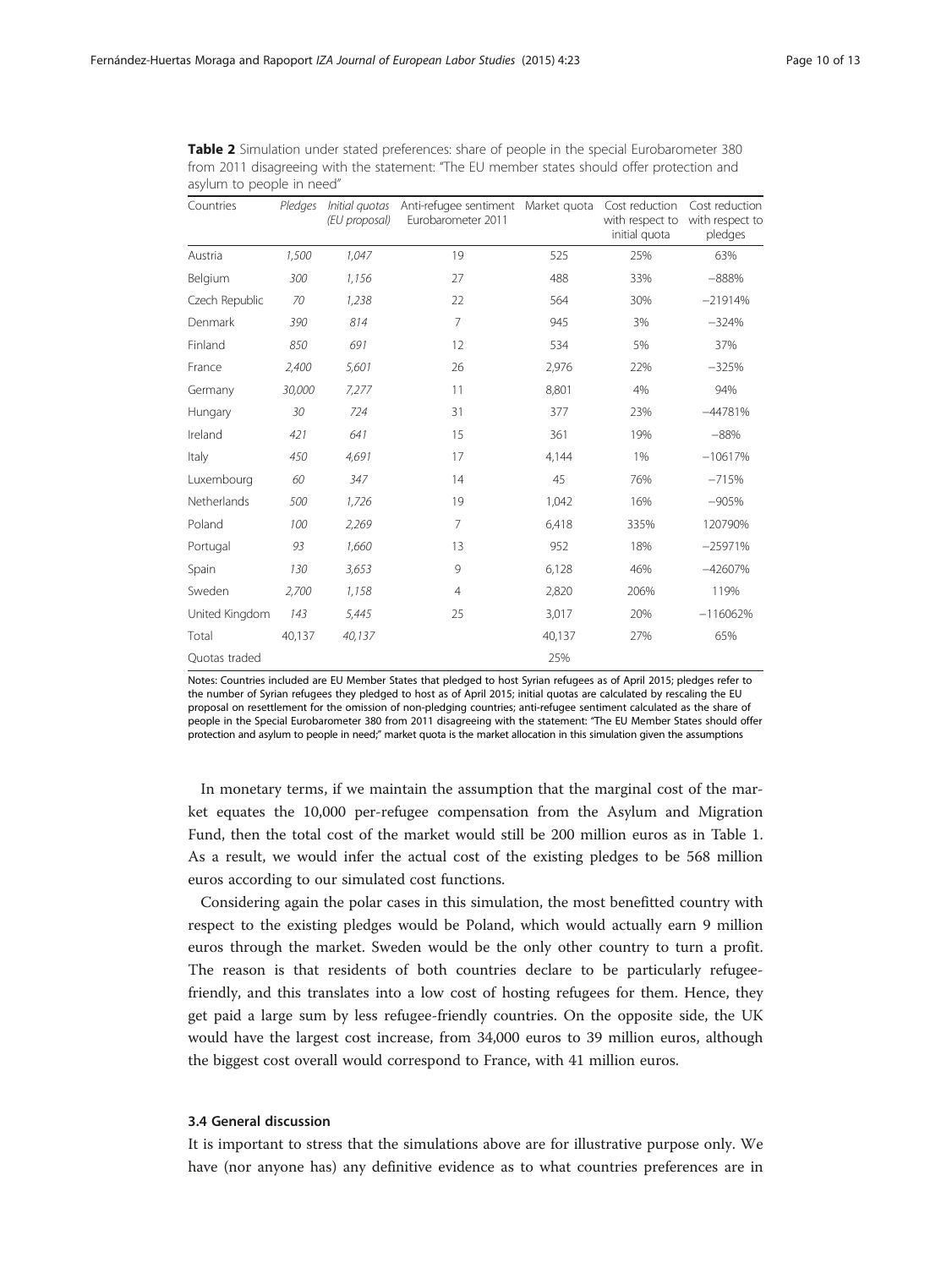**Table 2** Simulation under stated preferences: share of people in the special Eurobarometer 380 from 2011 disagreeing with the statement: "The EU member states should offer protection and asylum to people in need"

| Countries | *Pledges* | *Initial quotas (EU proposal)* | Anti-refugee sentiment Eurobarometer 2011 | Market quota | Cost reduction with respect to initial quota | Cost reduction with respect to pledges |
|---|---|---|---|---|---|---|
| Austria | *1,500* | *1,047* | 19 | 525 | 25% | 63% |
| Belgium | *300* | *1,156* | 27 | 488 | 33% | −888% |
| Czech Republic | *70* | *1,238* | 22 | 564 | 30% | −21914% |
| Denmark | *390* | *814* | 7 | 945 | 3% | −324% |
| Finland | *850* | *691* | 12 | 534 | 5% | 37% |
| France | *2,400* | *5,601* | 26 | 2,976 | 22% | −325% |
| Germany | *30,000* | *7,277* | 11 | 8,801 | 4% | 94% |
| Hungary | *30* | *724* | 31 | 377 | 23% | −44781% |
| Ireland | *421* | *641* | 15 | 361 | 19% | −88% |
| Italy | *450* | *4,691* | 17 | 4,144 | 1% | −10617% |
| Luxembourg | *60* | *347* | 14 | 45 | 76% | −715% |
| Netherlands | *500* | *1,726* | 19 | 1,042 | 16% | −905% |
| Poland | *100* | *2,269* | 7 | 6,418 | 335% | 120790% |
| Portugal | *93* | *1,660* | 13 | 952 | 18% | −25971% |
| Spain | *130* | *3,653* | 9 | 6,128 | 46% | −42607% |
| Sweden | *2,700* | *1,158* | 4 | 2,820 | 206% | 119% |
| United Kingdom | *143* | *5,445* | 25 | 3,017 | 20% | −116062% |
| Total | 40,137 | *40,137* | | 40,137 | 27% | 65% |
| Quotas traded | | | | 25% | | |

Notes: Countries included are EU Member States that pledged to host Syrian refugees as of April 2015; pledges refer to the number of Syrian refugees they pledged to host as of April 2015; initial quotas are calculated by rescaling the EU proposal on resettlement for the omission of non-pledging countries; anti-refugee sentiment calculated as the share of people in the Special Eurobarometer 380 from 2011 disagreeing with the statement: "The EU Member States should offer protection and asylum to people in need;" market quota is the market allocation in this simulation given the assumptions

In monetary terms, if we maintain the assumption that the marginal cost of the market equates the 10,000 per-refugee compensation from the Asylum and Migration Fund, then the total cost of the market would still be 200 million euros as in Table 1. As a result, we would infer the actual cost of the existing pledges to be 568 million euros according to our simulated cost functions.

Considering again the polar cases in this simulation, the most benefitted country with respect to the existing pledges would be Poland, which would actually earn 9 million euros through the market. Sweden would be the only other country to turn a profit. The reason is that residents of both countries declare to be particularly refugee-friendly, and this translates into a low cost of hosting refugees for them. Hence, they get paid a large sum by less refugee-friendly countries. On the opposite side, the UK would have the largest cost increase, from 34,000 euros to 39 million euros, although the biggest cost overall would correspond to France, with 41 million euros.

### 3.4 General discussion

It is important to stress that the simulations above are for illustrative purpose only. We have (nor anyone has) any definitive evidence as to what countries preferences are in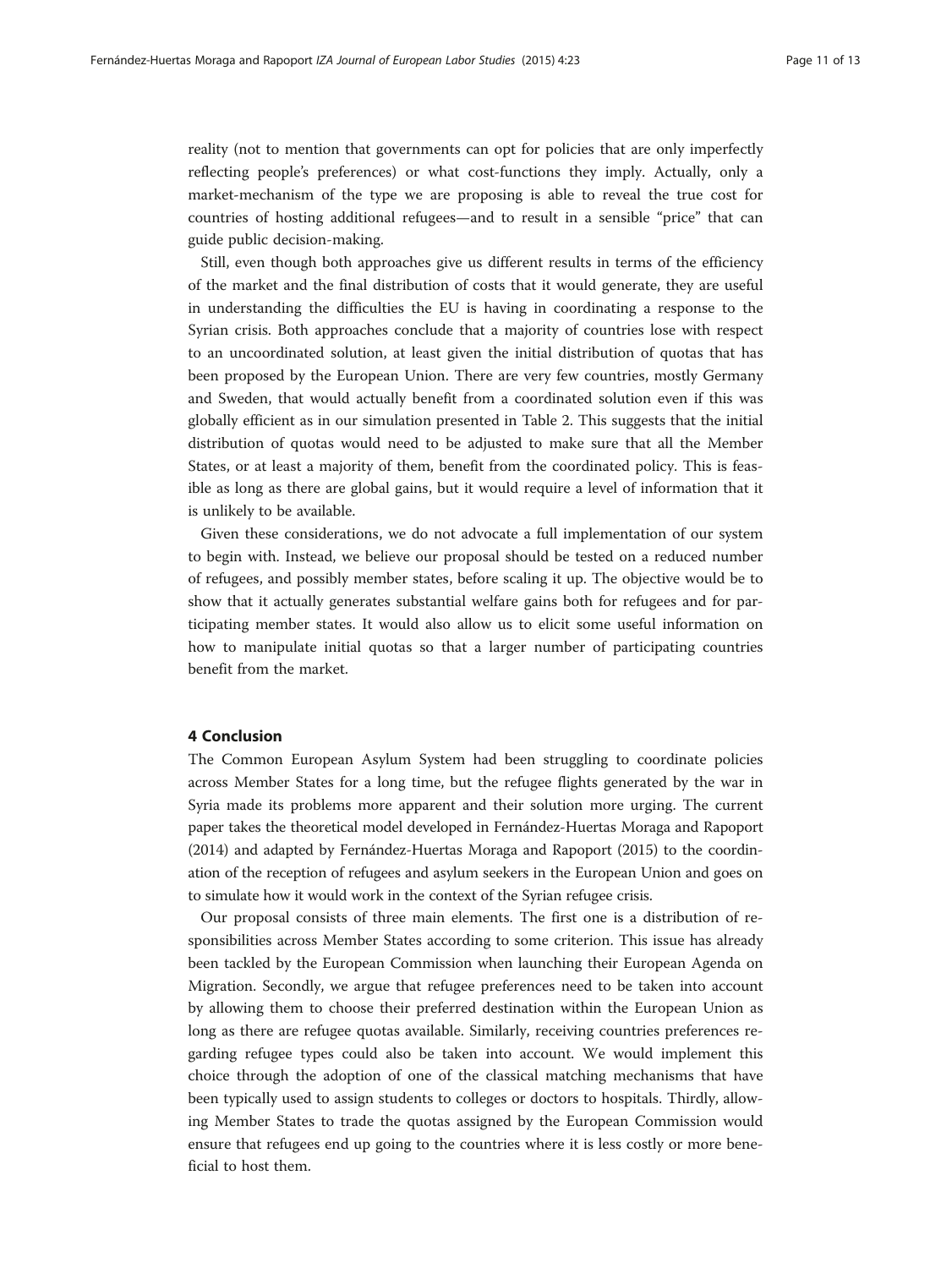reality (not to mention that governments can opt for policies that are only imperfectly reflecting people's preferences) or what cost-functions they imply. Actually, only a market-mechanism of the type we are proposing is able to reveal the true cost for countries of hosting additional refugees—and to result in a sensible "price" that can guide public decision-making.

Still, even though both approaches give us different results in terms of the efficiency of the market and the final distribution of costs that it would generate, they are useful in understanding the difficulties the EU is having in coordinating a response to the Syrian crisis. Both approaches conclude that a majority of countries lose with respect to an uncoordinated solution, at least given the initial distribution of quotas that has been proposed by the European Union. There are very few countries, mostly Germany and Sweden, that would actually benefit from a coordinated solution even if this was globally efficient as in our simulation presented in Table 2. This suggests that the initial distribution of quotas would need to be adjusted to make sure that all the Member States, or at least a majority of them, benefit from the coordinated policy. This is feasible as long as there are global gains, but it would require a level of information that it is unlikely to be available.

Given these considerations, we do not advocate a full implementation of our system to begin with. Instead, we believe our proposal should be tested on a reduced number of refugees, and possibly member states, before scaling it up. The objective would be to show that it actually generates substantial welfare gains both for refugees and for participating member states. It would also allow us to elicit some useful information on how to manipulate initial quotas so that a larger number of participating countries benefit from the market.

## 4 Conclusion

The Common European Asylum System had been struggling to coordinate policies across Member States for a long time, but the refugee flights generated by the war in Syria made its problems more apparent and their solution more urging. The current paper takes the theoretical model developed in Fernández-Huertas Moraga and Rapoport (2014) and adapted by Fernández-Huertas Moraga and Rapoport (2015) to the coordination of the reception of refugees and asylum seekers in the European Union and goes on to simulate how it would work in the context of the Syrian refugee crisis.

Our proposal consists of three main elements. The first one is a distribution of responsibilities across Member States according to some criterion. This issue has already been tackled by the European Commission when launching their European Agenda on Migration. Secondly, we argue that refugee preferences need to be taken into account by allowing them to choose their preferred destination within the European Union as long as there are refugee quotas available. Similarly, receiving countries preferences regarding refugee types could also be taken into account. We would implement this choice through the adoption of one of the classical matching mechanisms that have been typically used to assign students to colleges or doctors to hospitals. Thirdly, allowing Member States to trade the quotas assigned by the European Commission would ensure that refugees end up going to the countries where it is less costly or more beneficial to host them.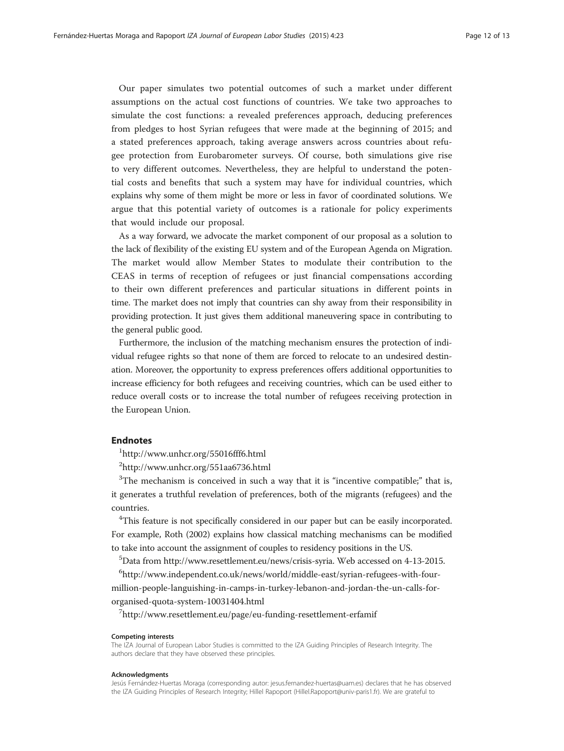Our paper simulates two potential outcomes of such a market under different assumptions on the actual cost functions of countries. We take two approaches to simulate the cost functions: a revealed preferences approach, deducing preferences from pledges to host Syrian refugees that were made at the beginning of 2015; and a stated preferences approach, taking average answers across countries about refugee protection from Eurobarometer surveys. Of course, both simulations give rise to very different outcomes. Nevertheless, they are helpful to understand the potential costs and benefits that such a system may have for individual countries, which explains why some of them might be more or less in favor of coordinated solutions. We argue that this potential variety of outcomes is a rationale for policy experiments that would include our proposal.

As a way forward, we advocate the market component of our proposal as a solution to the lack of flexibility of the existing EU system and of the European Agenda on Migration. The market would allow Member States to modulate their contribution to the CEAS in terms of reception of refugees or just financial compensations according to their own different preferences and particular situations in different points in time. The market does not imply that countries can shy away from their responsibility in providing protection. It just gives them additional maneuvering space in contributing to the general public good.

Furthermore, the inclusion of the matching mechanism ensures the protection of individual refugee rights so that none of them are forced to relocate to an undesired destination. Moreover, the opportunity to express preferences offers additional opportunities to increase efficiency for both refugees and receiving countries, which can be used either to reduce overall costs or to increase the total number of refugees receiving protection in the European Union.

## Endnotes

[1]http://www.unhcr.org/55016fff6.html

[2]http://www.unhcr.org/551aa6736.html

[3]The mechanism is conceived in such a way that it is "incentive compatible;" that is, it generates a truthful revelation of preferences, both of the migrants (refugees) and the countries.

[4]This feature is not specifically considered in our paper but can be easily incorporated. For example, Roth (2002) explains how classical matching mechanisms can be modified to take into account the assignment of couples to residency positions in the US.

[5]Data from http://www.resettlement.eu/news/crisis-syria. Web accessed on 4-13-2015.

[6]http://www.independent.co.uk/news/world/middle-east/syrian-refugees-with-four-million-people-languishing-in-camps-in-turkey-lebanon-and-jordan-the-un-calls-for-organised-quota-system-10031404.html

[7]http://www.resettlement.eu/page/eu-funding-resettlement-erfamif

#### Competing interests

The IZA Journal of European Labor Studies is committed to the IZA Guiding Principles of Research Integrity. The authors declare that they have observed these principles.

#### Acknowledgments

Jesús Fernández-Huertas Moraga (corresponding autor: jesus.fernandez-huertas@uam.es) declares that he has observed the IZA Guiding Principles of Research Integrity; Hillel Rapoport (Hillel.Rapoport@univ-paris1.fr). We are grateful to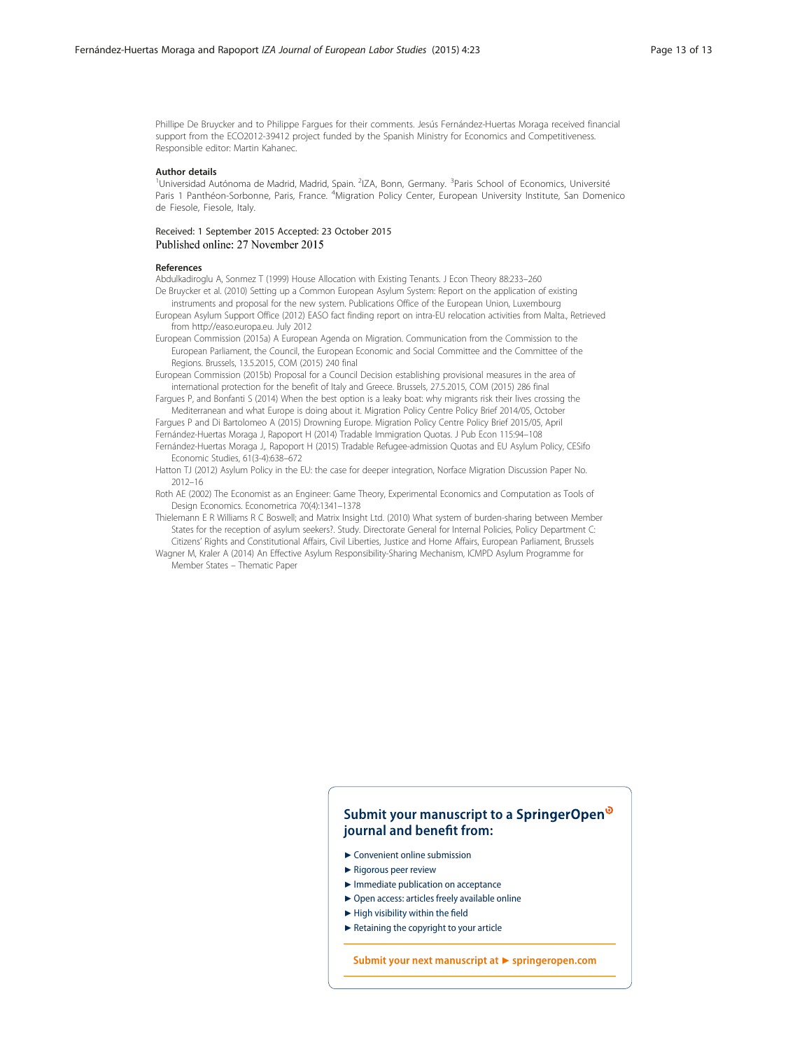Phillipe De Bruycker and to Philippe Fargues for their comments. Jesús Fernández-Huertas Moraga received financial support from the ECO2012-39412 project funded by the Spanish Ministry for Economics and Competitiveness. Responsible editor: Martin Kahanec.

**Author details**

[1]Universidad Autónoma de Madrid, Madrid, Spain. [2]IZA, Bonn, Germany. [3]Paris School of Economics, Université Paris 1 Panthéon-Sorbonne, Paris, France. [4]Migration Policy Center, European University Institute, San Domenico de Fiesole, Fiesole, Italy.

Received: 1 September 2015 Accepted: 23 October 2015
Published online: 27 November 2015

**References**

Abdulkadiroglu A, Sonmez T (1999) House Allocation with Existing Tenants. J Econ Theory 88:233–260

De Bruycker et al. (2010) Setting up a Common European Asylum System: Report on the application of existing instruments and proposal for the new system. Publications Office of the European Union, Luxembourg

European Asylum Support Office (2012) EASO fact finding report on intra-EU relocation activities from Malta., Retrieved from http://easo.europa.eu. July 2012

European Commission (2015a) A European Agenda on Migration. Communication from the Commission to the European Parliament, the Council, the European Economic and Social Committee and the Committee of the Regions. Brussels, 13.5.2015, COM (2015) 240 final

European Commission (2015b) Proposal for a Council Decision establishing provisional measures in the area of international protection for the benefit of Italy and Greece. Brussels, 27.5.2015, COM (2015) 286 final

Fargues P, and Bonfanti S (2014) When the best option is a leaky boat: why migrants risk their lives crossing the Mediterranean and what Europe is doing about it. Migration Policy Centre Policy Brief 2014/05, October

Fargues P and Di Bartolomeo A (2015) Drowning Europe. Migration Policy Centre Policy Brief 2015/05, April

Fernández-Huertas Moraga J, Rapoport H (2014) Tradable Immigration Quotas. J Pub Econ 115:94–108

Fernández-Huertas Moraga J,. Rapoport H (2015) Tradable Refugee-admission Quotas and EU Asylum Policy, CESifo Economic Studies, 61(3-4):638–672

Hatton TJ (2012) Asylum Policy in the EU: the case for deeper integration, Norface Migration Discussion Paper No. 2012–16

Roth AE (2002) The Economist as an Engineer: Game Theory, Experimental Economics and Computation as Tools of Design Economics. Econometrica 70(4):1341–1378

Thielemann E R Williams R C Boswell; and Matrix Insight Ltd. (2010) What system of burden-sharing between Member States for the reception of asylum seekers?. Study. Directorate General for Internal Policies, Policy Department C: Citizens' Rights and Constitutional Affairs, Civil Liberties, Justice and Home Affairs, European Parliament, Brussels

Wagner M, Kraler A (2014) An Effective Asylum Responsibility-Sharing Mechanism, ICMPD Asylum Programme for Member States – Thematic Paper

**Submit your manuscript to a SpringerOpen journal and benefit from:**

- ► Convenient online submission
- ► Rigorous peer review
- ► Immediate publication on acceptance
- ► Open access: articles freely available online
- ► High visibility within the field
- ► Retaining the copyright to your article

**Submit your next manuscript at ► springeropen.com**